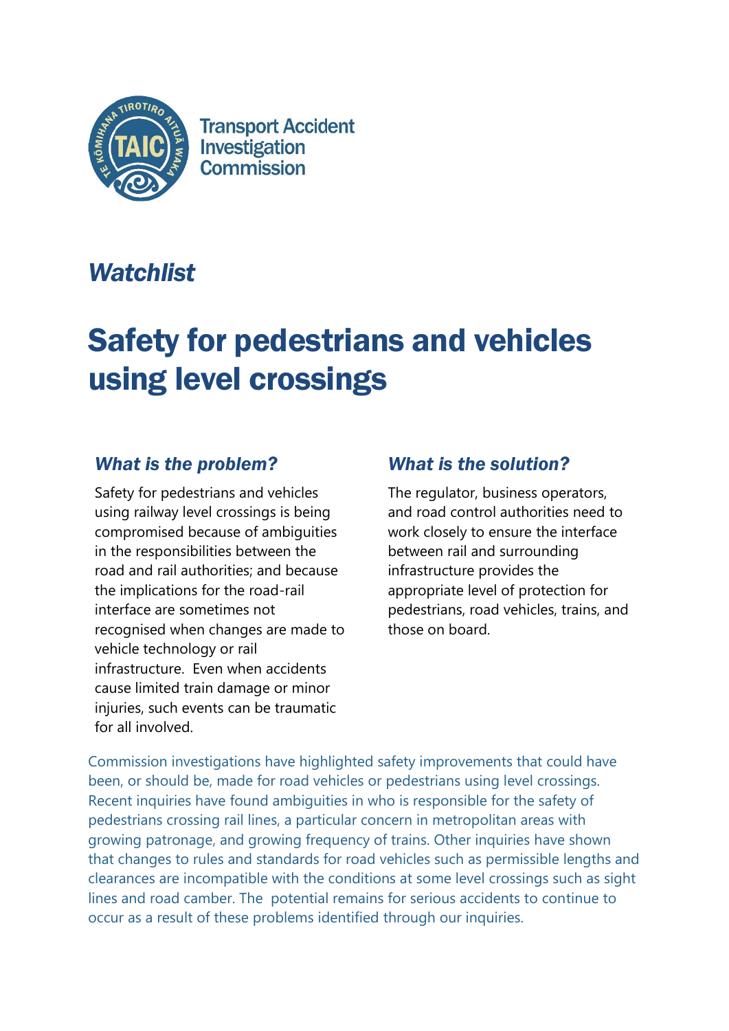Transport Accident Investigation Commission

*Watchlist*

# Safety for pedestrians and vehicles using level crossings

## *What is the problem?*

Safety for pedestrians and vehicles using railway level crossings is being compromised because of ambiguities in the responsibilities between the road and rail authorities; and because the implications for the road-rail interface are sometimes not recognised when changes are made to vehicle technology or rail infrastructure. Even when accidents cause limited train damage or minor injuries, such events can be traumatic for all involved.

## *What is the solution?*

The regulator, business operators, and road control authorities need to work closely to ensure the interface between rail and surrounding infrastructure provides the appropriate level of protection for pedestrians, road vehicles, trains, and those on board.

Commission investigations have highlighted safety improvements that could have been, or should be, made for road vehicles or pedestrians using level crossings. Recent inquiries have found ambiguities in who is responsible for the safety of pedestrians crossing rail lines, a particular concern in metropolitan areas with growing patronage, and growing frequency of trains. Other inquiries have shown that changes to rules and standards for road vehicles such as permissible lengths and clearances are incompatible with the conditions at some level crossings such as sight lines and road camber. The potential remains for serious accidents to continue to occur as a result of these problems identified through our inquiries.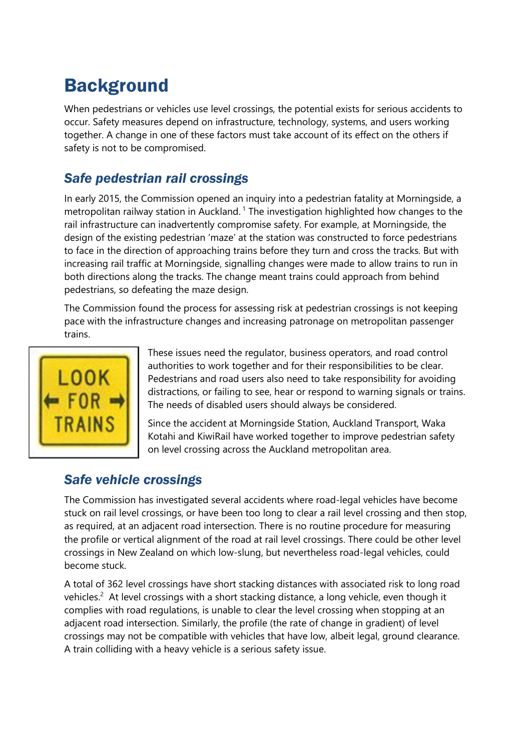# Background

When pedestrians or vehicles use level crossings, the potential exists for serious accidents to occur. Safety measures depend on infrastructure, technology, systems, and users working together. A change in one of these factors must take account of its effect on the others if safety is not to be compromised.

## *Safe pedestrian rail crossings*

In early 2015, the Commission opened an inquiry into a pedestrian fatality at Morningside, a metropolitan railway station in Auckland. [1] The investigation highlighted how changes to the rail infrastructure can inadvertently compromise safety. For example, at Morningside, the design of the existing pedestrian 'maze' at the station was constructed to force pedestrians to face in the direction of approaching trains before they turn and cross the tracks. But with increasing rail traffic at Morningside, signalling changes were made to allow trains to run in both directions along the tracks. The change meant trains could approach from behind pedestrians, so defeating the maze design.

The Commission found the process for assessing risk at pedestrian crossings is not keeping pace with the infrastructure changes and increasing patronage on metropolitan passenger trains.

These issues need the regulator, business operators, and road control authorities to work together and for their responsibilities to be clear. Pedestrians and road users also need to take responsibility for avoiding distractions, or failing to see, hear or respond to warning signals or trains. The needs of disabled users should always be considered.

Since the accident at Morningside Station, Auckland Transport, Waka Kotahi and KiwiRail have worked together to improve pedestrian safety on level crossing across the Auckland metropolitan area.

## *Safe vehicle crossings*

The Commission has investigated several accidents where road-legal vehicles have become stuck on rail level crossings, or have been too long to clear a rail level crossing and then stop, as required, at an adjacent road intersection. There is no routine procedure for measuring the profile or vertical alignment of the road at rail level crossings. There could be other level crossings in New Zealand on which low-slung, but nevertheless road-legal vehicles, could become stuck.

A total of 362 level crossings have short stacking distances with associated risk to long road vehicles.[2] At level crossings with a short stacking distance, a long vehicle, even though it complies with road regulations, is unable to clear the level crossing when stopping at an adjacent road intersection. Similarly, the profile (the rate of change in gradient) of level crossings may not be compatible with vehicles that have low, albeit legal, ground clearance. A train colliding with a heavy vehicle is a serious safety issue.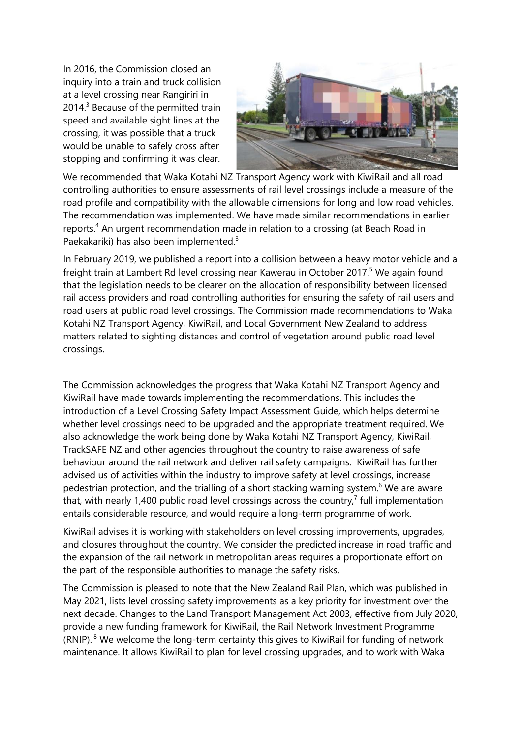In 2016, the Commission closed an inquiry into a train and truck collision at a level crossing near Rangiriri in 2014.[3] Because of the permitted train speed and available sight lines at the crossing, it was possible that a truck would be unable to safely cross after stopping and confirming it was clear.

We recommended that Waka Kotahi NZ Transport Agency work with KiwiRail and all road controlling authorities to ensure assessments of rail level crossings include a measure of the road profile and compatibility with the allowable dimensions for long and low road vehicles. The recommendation was implemented. We have made similar recommendations in earlier reports.[4] An urgent recommendation made in relation to a crossing (at Beach Road in Paekakariki) has also been implemented.[3]

In February 2019, we published a report into a collision between a heavy motor vehicle and a freight train at Lambert Rd level crossing near Kawerau in October 2017.[5] We again found that the legislation needs to be clearer on the allocation of responsibility between licensed rail access providers and road controlling authorities for ensuring the safety of rail users and road users at public road level crossings. The Commission made recommendations to Waka Kotahi NZ Transport Agency, KiwiRail, and Local Government New Zealand to address matters related to sighting distances and control of vegetation around public road level crossings.

The Commission acknowledges the progress that Waka Kotahi NZ Transport Agency and KiwiRail have made towards implementing the recommendations. This includes the introduction of a Level Crossing Safety Impact Assessment Guide, which helps determine whether level crossings need to be upgraded and the appropriate treatment required. We also acknowledge the work being done by Waka Kotahi NZ Transport Agency, KiwiRail, TrackSAFE NZ and other agencies throughout the country to raise awareness of safe behaviour around the rail network and deliver rail safety campaigns. KiwiRail has further advised us of activities within the industry to improve safety at level crossings, increase pedestrian protection, and the trialling of a short stacking warning system.[6] We are aware that, with nearly 1,400 public road level crossings across the country,[7] full implementation entails considerable resource, and would require a long-term programme of work.

KiwiRail advises it is working with stakeholders on level crossing improvements, upgrades, and closures throughout the country. We consider the predicted increase in road traffic and the expansion of the rail network in metropolitan areas requires a proportionate effort on the part of the responsible authorities to manage the safety risks.

The Commission is pleased to note that the New Zealand Rail Plan, which was published in May 2021, lists level crossing safety improvements as a key priority for investment over the next decade. Changes to the Land Transport Management Act 2003, effective from July 2020, provide a new funding framework for KiwiRail, the Rail Network Investment Programme (RNIP).[8] We welcome the long-term certainty this gives to KiwiRail for funding of network maintenance. It allows KiwiRail to plan for level crossing upgrades, and to work with Waka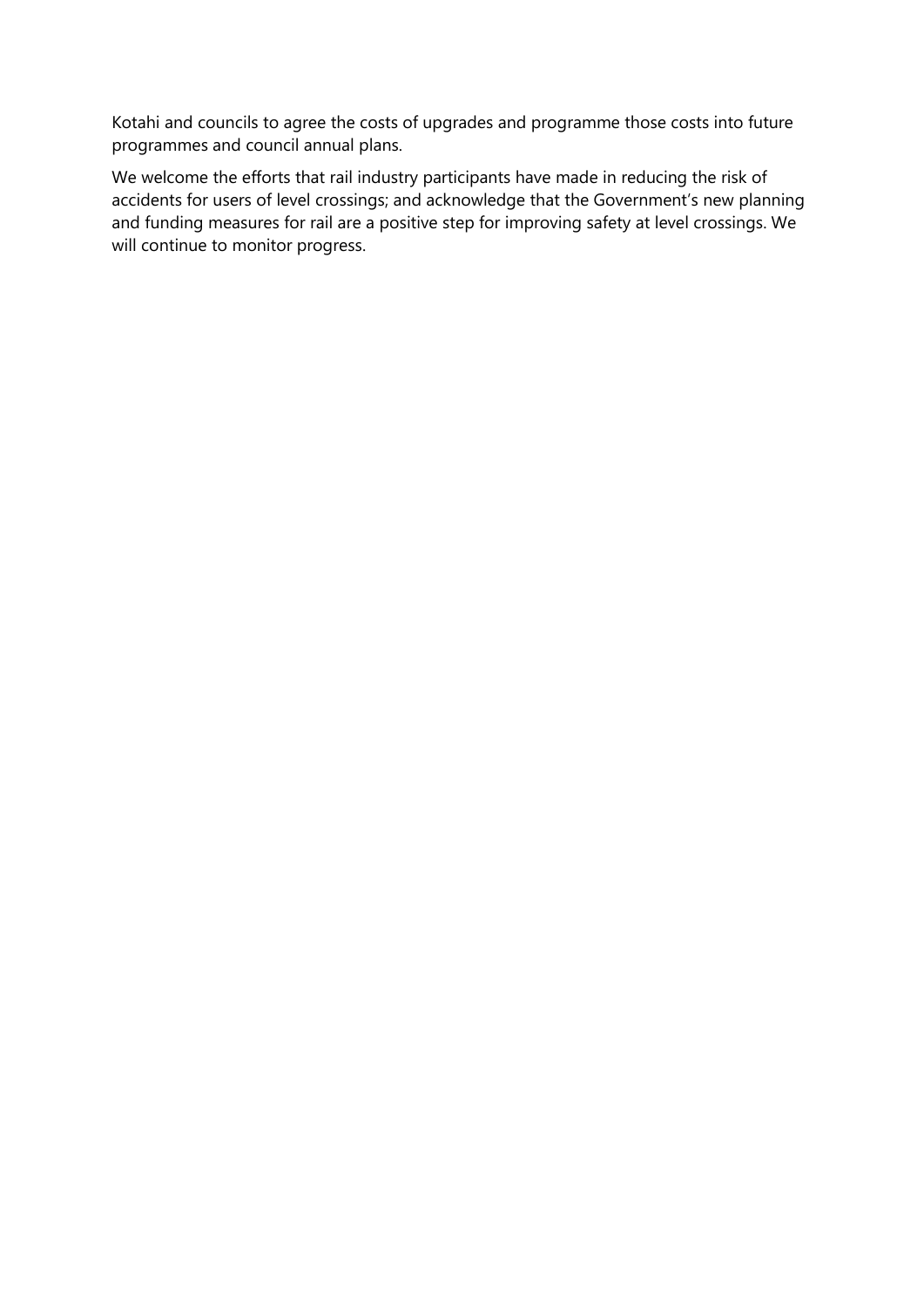Kotahi and councils to agree the costs of upgrades and programme those costs into future programmes and council annual plans.

We welcome the efforts that rail industry participants have made in reducing the risk of accidents for users of level crossings; and acknowledge that the Government's new planning and funding measures for rail are a positive step for improving safety at level crossings. We will continue to monitor progress.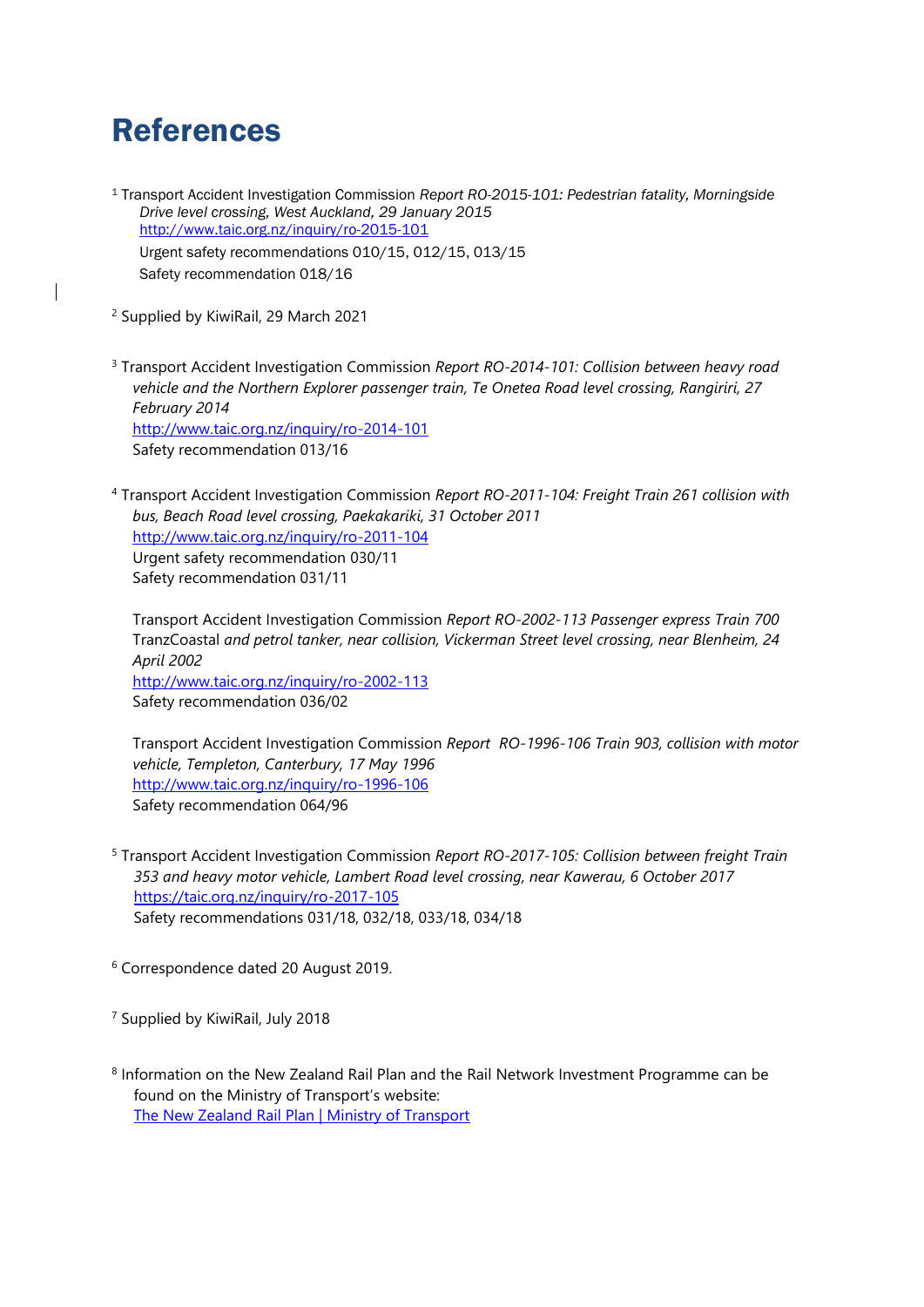# References

[1] Transport Accident Investigation Commission *Report RO-2015-101: Pedestrian fatality, Morningside Drive level crossing, West Auckland, 29 January 2015*
http://www.taic.org.nz/inquiry/ro-2015-101
Urgent safety recommendations 010/15, 012/15, 013/15
Safety recommendation 018/16

[2] Supplied by KiwiRail, 29 March 2021

[3] Transport Accident Investigation Commission *Report RO-2014-101: Collision between heavy road vehicle and the Northern Explorer passenger train, Te Onetea Road level crossing, Rangiriri, 27 February 2014*
http://www.taic.org.nz/inquiry/ro-2014-101
Safety recommendation 013/16

[4] Transport Accident Investigation Commission *Report RO-2011-104: Freight Train 261 collision with bus, Beach Road level crossing, Paekakariki, 31 October 2011*
http://www.taic.org.nz/inquiry/ro-2011-104
Urgent safety recommendation 030/11
Safety recommendation 031/11

Transport Accident Investigation Commission *Report RO-2002-113 Passenger express Train 700* TranzCoastal *and petrol tanker, near collision, Vickerman Street level crossing, near Blenheim, 24 April 2002*
http://www.taic.org.nz/inquiry/ro-2002-113
Safety recommendation 036/02

Transport Accident Investigation Commission *Report RO-1996-106 Train 903, collision with motor vehicle, Templeton, Canterbury, 17 May 1996*
http://www.taic.org.nz/inquiry/ro-1996-106
Safety recommendation 064/96

[5] Transport Accident Investigation Commission *Report RO-2017-105: Collision between freight Train 353 and heavy motor vehicle, Lambert Road level crossing, near Kawerau, 6 October 2017*
https://taic.org.nz/inquiry/ro-2017-105
Safety recommendations 031/18, 032/18, 033/18, 034/18

[6] Correspondence dated 20 August 2019.

[7] Supplied by KiwiRail, July 2018

[8] Information on the New Zealand Rail Plan and the Rail Network Investment Programme can be found on the Ministry of Transport's website:
The New Zealand Rail Plan | Ministry of Transport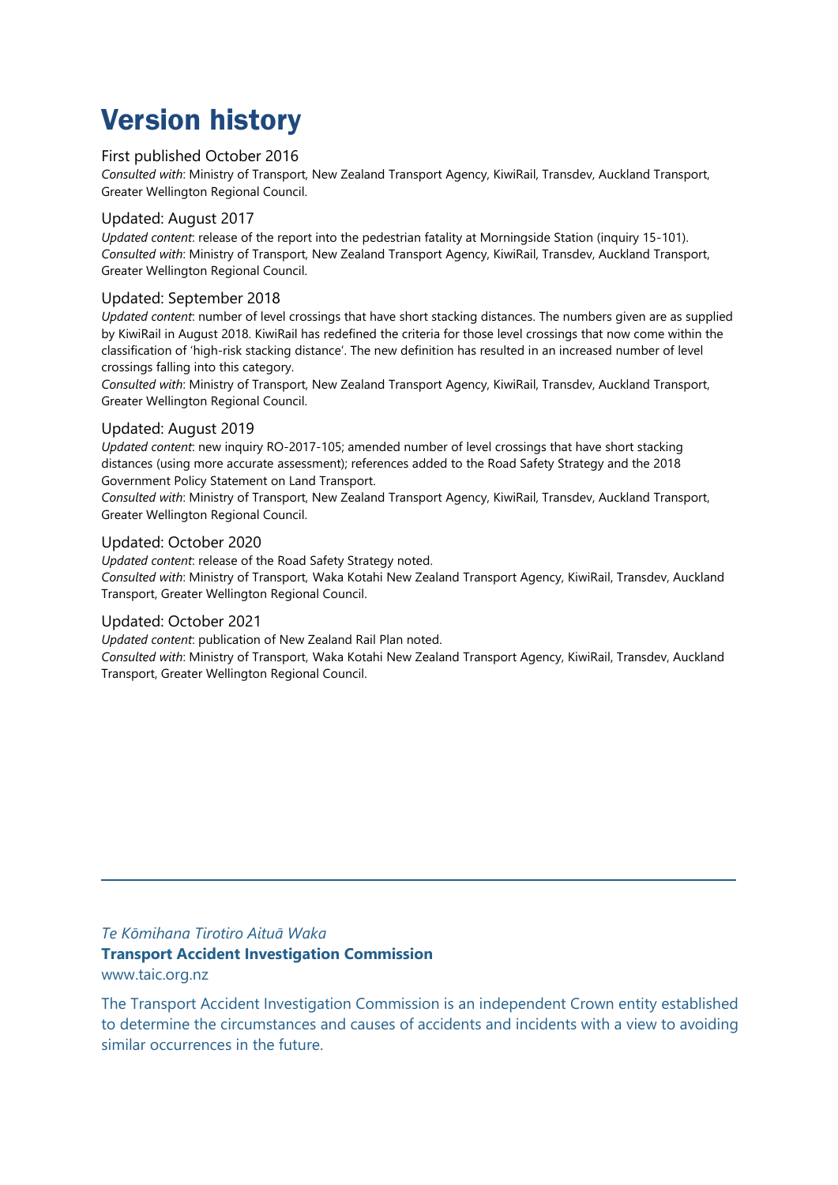# Version history

First published October 2016

*Consulted with*: Ministry of Transport, New Zealand Transport Agency, KiwiRail, Transdev, Auckland Transport, Greater Wellington Regional Council.

Updated: August 2017

*Updated content*: release of the report into the pedestrian fatality at Morningside Station (inquiry 15-101).
*Consulted with*: Ministry of Transport, New Zealand Transport Agency, KiwiRail, Transdev, Auckland Transport, Greater Wellington Regional Council.

Updated: September 2018

*Updated content*: number of level crossings that have short stacking distances. The numbers given are as supplied by KiwiRail in August 2018. KiwiRail has redefined the criteria for those level crossings that now come within the classification of 'high-risk stacking distance'. The new definition has resulted in an increased number of level crossings falling into this category.
*Consulted with*: Ministry of Transport, New Zealand Transport Agency, KiwiRail, Transdev, Auckland Transport, Greater Wellington Regional Council.

Updated: August 2019

*Updated content*: new inquiry RO-2017-105; amended number of level crossings that have short stacking distances (using more accurate assessment); references added to the Road Safety Strategy and the 2018 Government Policy Statement on Land Transport.
*Consulted with*: Ministry of Transport, New Zealand Transport Agency, KiwiRail, Transdev, Auckland Transport, Greater Wellington Regional Council.

Updated: October 2020

*Updated content*: release of the Road Safety Strategy noted.
*Consulted with*: Ministry of Transport, Waka Kotahi New Zealand Transport Agency, KiwiRail, Transdev, Auckland Transport, Greater Wellington Regional Council.

Updated: October 2021

*Updated content*: publication of New Zealand Rail Plan noted.
*Consulted with*: Ministry of Transport, Waka Kotahi New Zealand Transport Agency, KiwiRail, Transdev, Auckland Transport, Greater Wellington Regional Council.

*Te Kōmihana Tirotiro Aituā Waka*
**Transport Accident Investigation Commission**
www.taic.org.nz

The Transport Accident Investigation Commission is an independent Crown entity established to determine the circumstances and causes of accidents and incidents with a view to avoiding similar occurrences in the future.